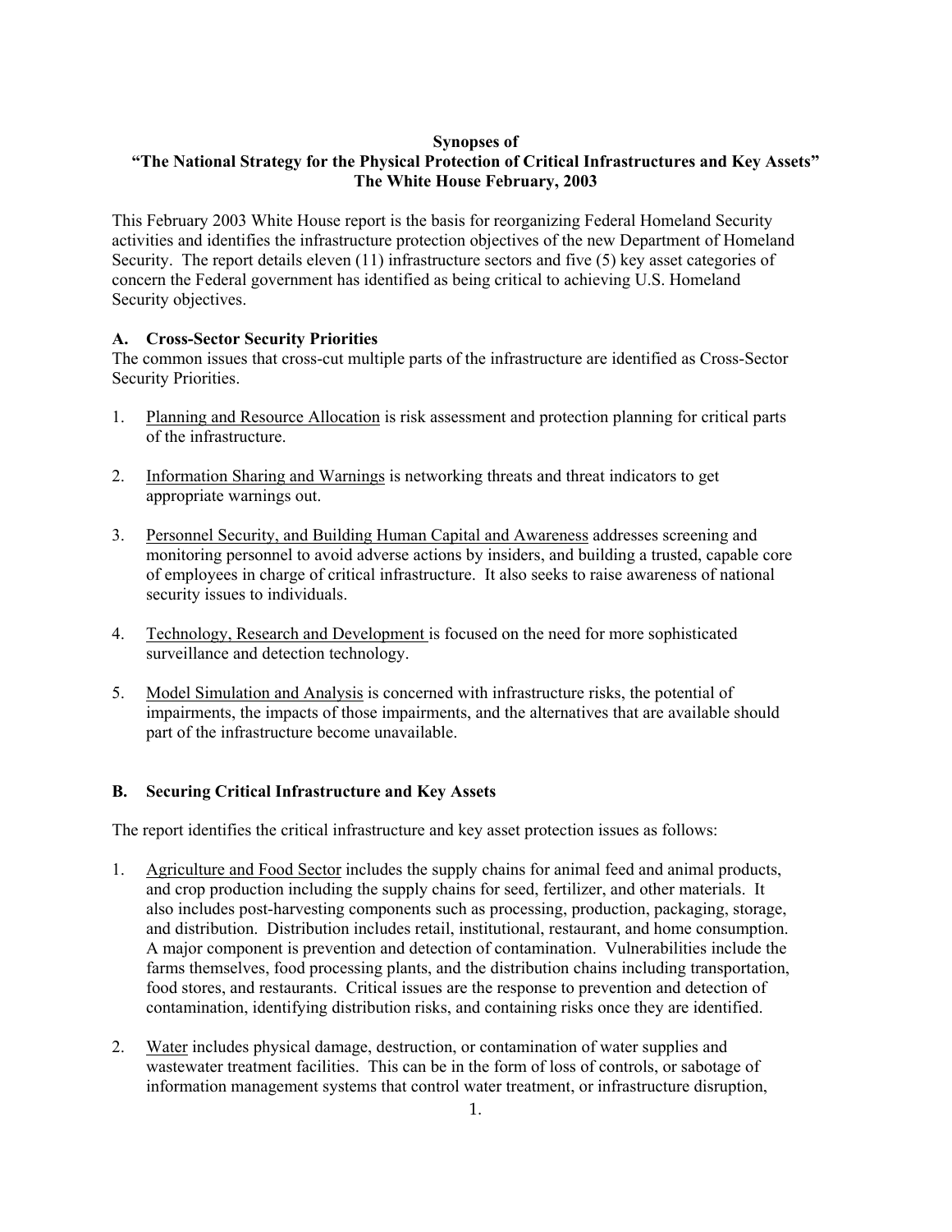**Synopses of**
**"The National Strategy for the Physical Protection of Critical Infrastructures and Key Assets"**
**The White House February, 2003**

This February 2003 White House report is the basis for reorganizing Federal Homeland Security activities and identifies the infrastructure protection objectives of the new Department of Homeland Security. The report details eleven (11) infrastructure sectors and five (5) key asset categories of concern the Federal government has identified as being critical to achieving U.S. Homeland Security objectives.

## A. Cross-Sector Security Priorities

The common issues that cross-cut multiple parts of the infrastructure are identified as Cross-Sector Security Priorities.

1. Planning and Resource Allocation is risk assessment and protection planning for critical parts of the infrastructure.

2. Information Sharing and Warnings is networking threats and threat indicators to get appropriate warnings out.

3. Personnel Security, and Building Human Capital and Awareness addresses screening and monitoring personnel to avoid adverse actions by insiders, and building a trusted, capable core of employees in charge of critical infrastructure. It also seeks to raise awareness of national security issues to individuals.

4. Technology, Research and Development is focused on the need for more sophisticated surveillance and detection technology.

5. Model Simulation and Analysis is concerned with infrastructure risks, the potential of impairments, the impacts of those impairments, and the alternatives that are available should part of the infrastructure become unavailable.

## B. Securing Critical Infrastructure and Key Assets

The report identifies the critical infrastructure and key asset protection issues as follows:

1. Agriculture and Food Sector includes the supply chains for animal feed and animal products, and crop production including the supply chains for seed, fertilizer, and other materials. It also includes post-harvesting components such as processing, production, packaging, storage, and distribution. Distribution includes retail, institutional, restaurant, and home consumption. A major component is prevention and detection of contamination. Vulnerabilities include the farms themselves, food processing plants, and the distribution chains including transportation, food stores, and restaurants. Critical issues are the response to prevention and detection of contamination, identifying distribution risks, and containing risks once they are identified.

2. Water includes physical damage, destruction, or contamination of water supplies and wastewater treatment facilities. This can be in the form of loss of controls, or sabotage of information management systems that control water treatment, or infrastructure disruption,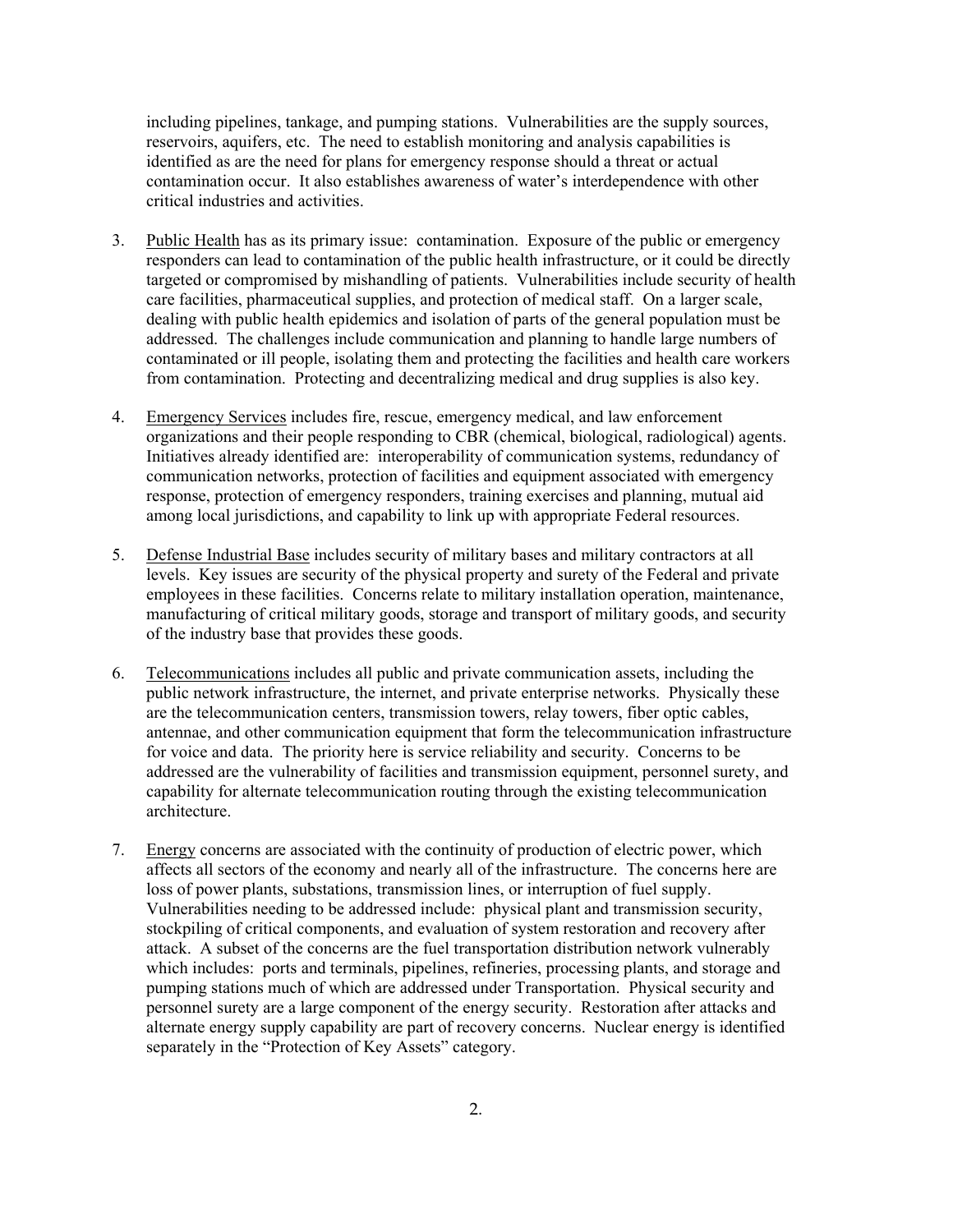including pipelines, tankage, and pumping stations. Vulnerabilities are the supply sources, reservoirs, aquifers, etc. The need to establish monitoring and analysis capabilities is identified as are the need for plans for emergency response should a threat or actual contamination occur. It also establishes awareness of water's interdependence with other critical industries and activities.

3. Public Health has as its primary issue: contamination. Exposure of the public or emergency responders can lead to contamination of the public health infrastructure, or it could be directly targeted or compromised by mishandling of patients. Vulnerabilities include security of health care facilities, pharmaceutical supplies, and protection of medical staff. On a larger scale, dealing with public health epidemics and isolation of parts of the general population must be addressed. The challenges include communication and planning to handle large numbers of contaminated or ill people, isolating them and protecting the facilities and health care workers from contamination. Protecting and decentralizing medical and drug supplies is also key.

4. Emergency Services includes fire, rescue, emergency medical, and law enforcement organizations and their people responding to CBR (chemical, biological, radiological) agents. Initiatives already identified are: interoperability of communication systems, redundancy of communication networks, protection of facilities and equipment associated with emergency response, protection of emergency responders, training exercises and planning, mutual aid among local jurisdictions, and capability to link up with appropriate Federal resources.

5. Defense Industrial Base includes security of military bases and military contractors at all levels. Key issues are security of the physical property and surety of the Federal and private employees in these facilities. Concerns relate to military installation operation, maintenance, manufacturing of critical military goods, storage and transport of military goods, and security of the industry base that provides these goods.

6. Telecommunications includes all public and private communication assets, including the public network infrastructure, the internet, and private enterprise networks. Physically these are the telecommunication centers, transmission towers, relay towers, fiber optic cables, antennae, and other communication equipment that form the telecommunication infrastructure for voice and data. The priority here is service reliability and security. Concerns to be addressed are the vulnerability of facilities and transmission equipment, personnel surety, and capability for alternate telecommunication routing through the existing telecommunication architecture.

7. Energy concerns are associated with the continuity of production of electric power, which affects all sectors of the economy and nearly all of the infrastructure. The concerns here are loss of power plants, substations, transmission lines, or interruption of fuel supply. Vulnerabilities needing to be addressed include: physical plant and transmission security, stockpiling of critical components, and evaluation of system restoration and recovery after attack. A subset of the concerns are the fuel transportation distribution network vulnerably which includes: ports and terminals, pipelines, refineries, processing plants, and storage and pumping stations much of which are addressed under Transportation. Physical security and personnel surety are a large component of the energy security. Restoration after attacks and alternate energy supply capability are part of recovery concerns. Nuclear energy is identified separately in the "Protection of Key Assets" category.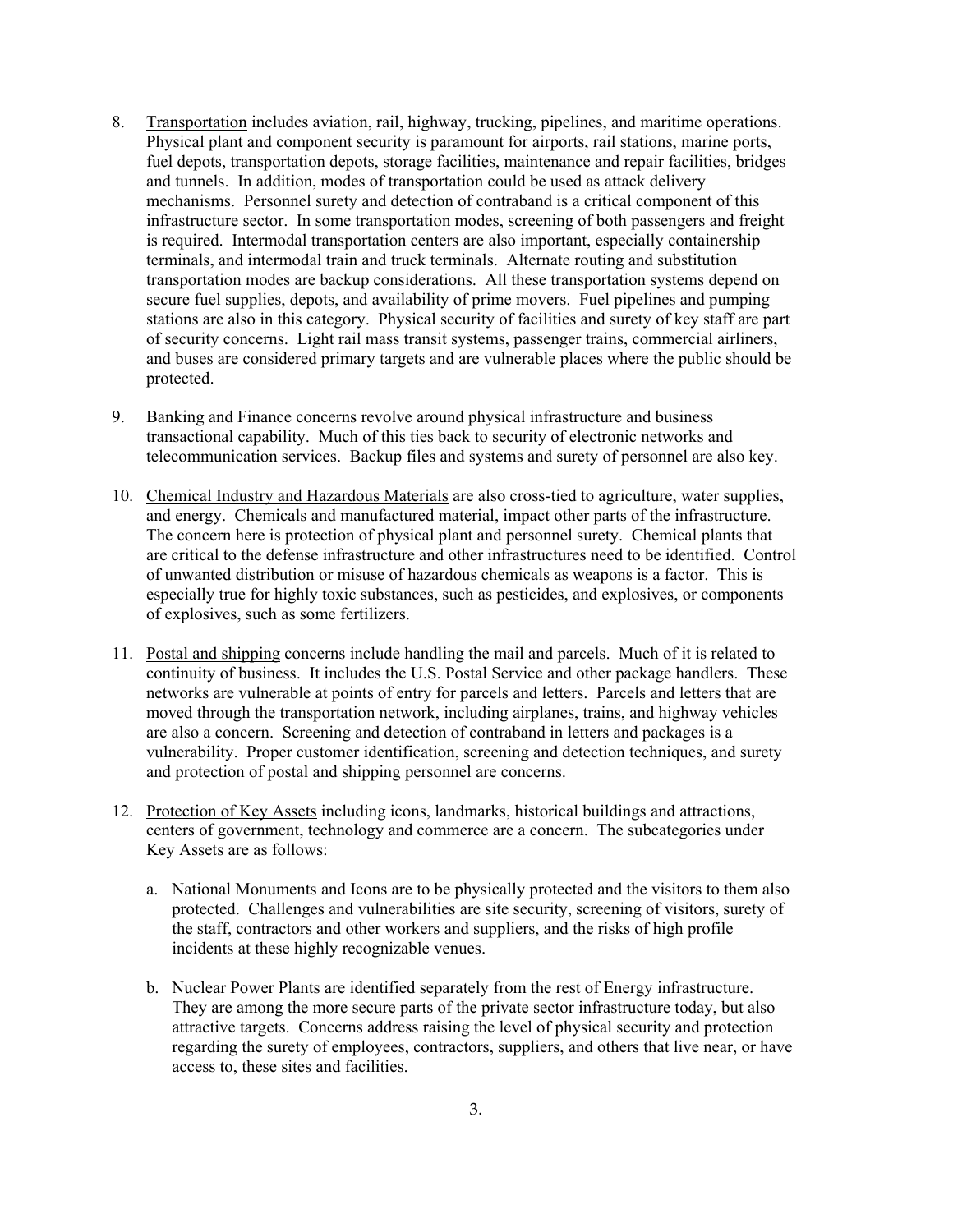8. <u>Transportation</u> includes aviation, rail, highway, trucking, pipelines, and maritime operations. Physical plant and component security is paramount for airports, rail stations, marine ports, fuel depots, transportation depots, storage facilities, maintenance and repair facilities, bridges and tunnels. In addition, modes of transportation could be used as attack delivery mechanisms. Personnel surety and detection of contraband is a critical component of this infrastructure sector. In some transportation modes, screening of both passengers and freight is required. Intermodal transportation centers are also important, especially containership terminals, and intermodal train and truck terminals. Alternate routing and substitution transportation modes are backup considerations. All these transportation systems depend on secure fuel supplies, depots, and availability of prime movers. Fuel pipelines and pumping stations are also in this category. Physical security of facilities and surety of key staff are part of security concerns. Light rail mass transit systems, passenger trains, commercial airliners, and buses are considered primary targets and are vulnerable places where the public should be protected.

9. <u>Banking and Finance</u> concerns revolve around physical infrastructure and business transactional capability. Much of this ties back to security of electronic networks and telecommunication services. Backup files and systems and surety of personnel are also key.

10. <u>Chemical Industry and Hazardous Materials</u> are also cross-tied to agriculture, water supplies, and energy. Chemicals and manufactured material, impact other parts of the infrastructure. The concern here is protection of physical plant and personnel surety. Chemical plants that are critical to the defense infrastructure and other infrastructures need to be identified. Control of unwanted distribution or misuse of hazardous chemicals as weapons is a factor. This is especially true for highly toxic substances, such as pesticides, and explosives, or components of explosives, such as some fertilizers.

11. <u>Postal and shipping</u> concerns include handling the mail and parcels. Much of it is related to continuity of business. It includes the U.S. Postal Service and other package handlers. These networks are vulnerable at points of entry for parcels and letters. Parcels and letters that are moved through the transportation network, including airplanes, trains, and highway vehicles are also a concern. Screening and detection of contraband in letters and packages is a vulnerability. Proper customer identification, screening and detection techniques, and surety and protection of postal and shipping personnel are concerns.

12. <u>Protection of Key Assets</u> including icons, landmarks, historical buildings and attractions, centers of government, technology and commerce are a concern. The subcategories under Key Assets are as follows:

    a. National Monuments and Icons are to be physically protected and the visitors to them also protected. Challenges and vulnerabilities are site security, screening of visitors, surety of the staff, contractors and other workers and suppliers, and the risks of high profile incidents at these highly recognizable venues.

    b. Nuclear Power Plants are identified separately from the rest of Energy infrastructure. They are among the more secure parts of the private sector infrastructure today, but also attractive targets. Concerns address raising the level of physical security and protection regarding the surety of employees, contractors, suppliers, and others that live near, or have access to, these sites and facilities.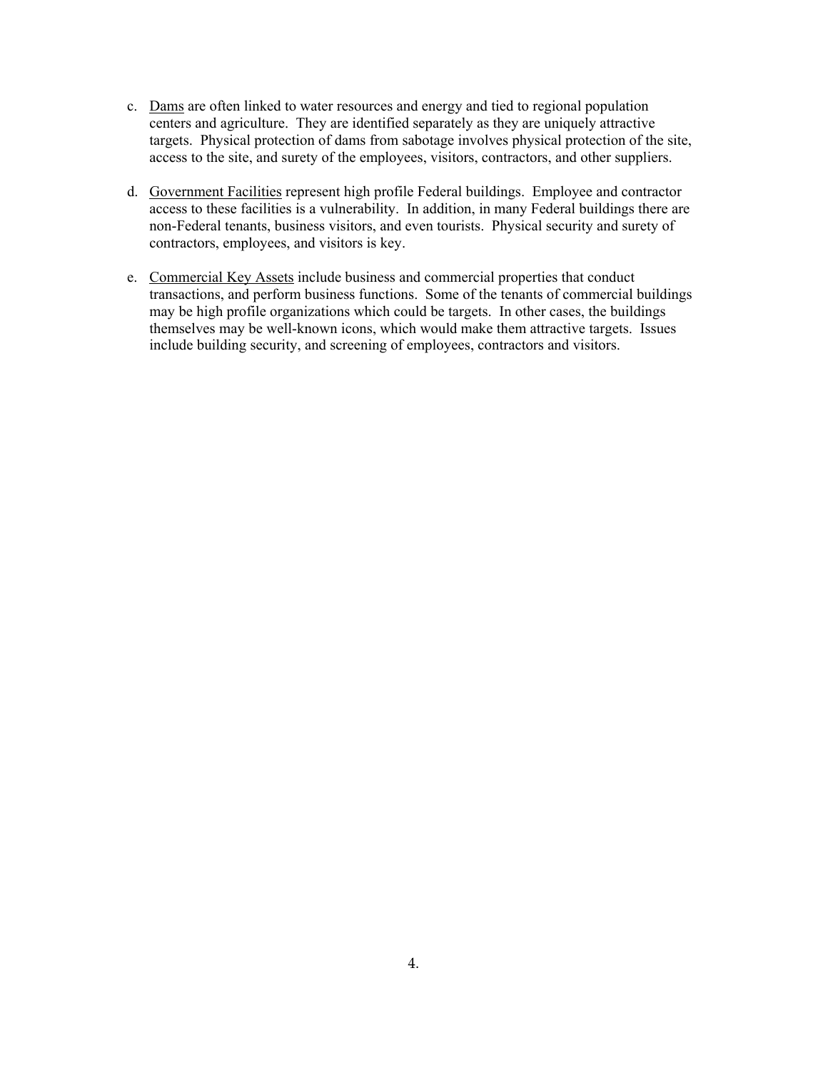c. Dams are often linked to water resources and energy and tied to regional population centers and agriculture. They are identified separately as they are uniquely attractive targets. Physical protection of dams from sabotage involves physical protection of the site, access to the site, and surety of the employees, visitors, contractors, and other suppliers.

d. Government Facilities represent high profile Federal buildings. Employee and contractor access to these facilities is a vulnerability. In addition, in many Federal buildings there are non-Federal tenants, business visitors, and even tourists. Physical security and surety of contractors, employees, and visitors is key.

e. Commercial Key Assets include business and commercial properties that conduct transactions, and perform business functions. Some of the tenants of commercial buildings may be high profile organizations which could be targets. In other cases, the buildings themselves may be well-known icons, which would make them attractive targets. Issues include building security, and screening of employees, contractors and visitors.